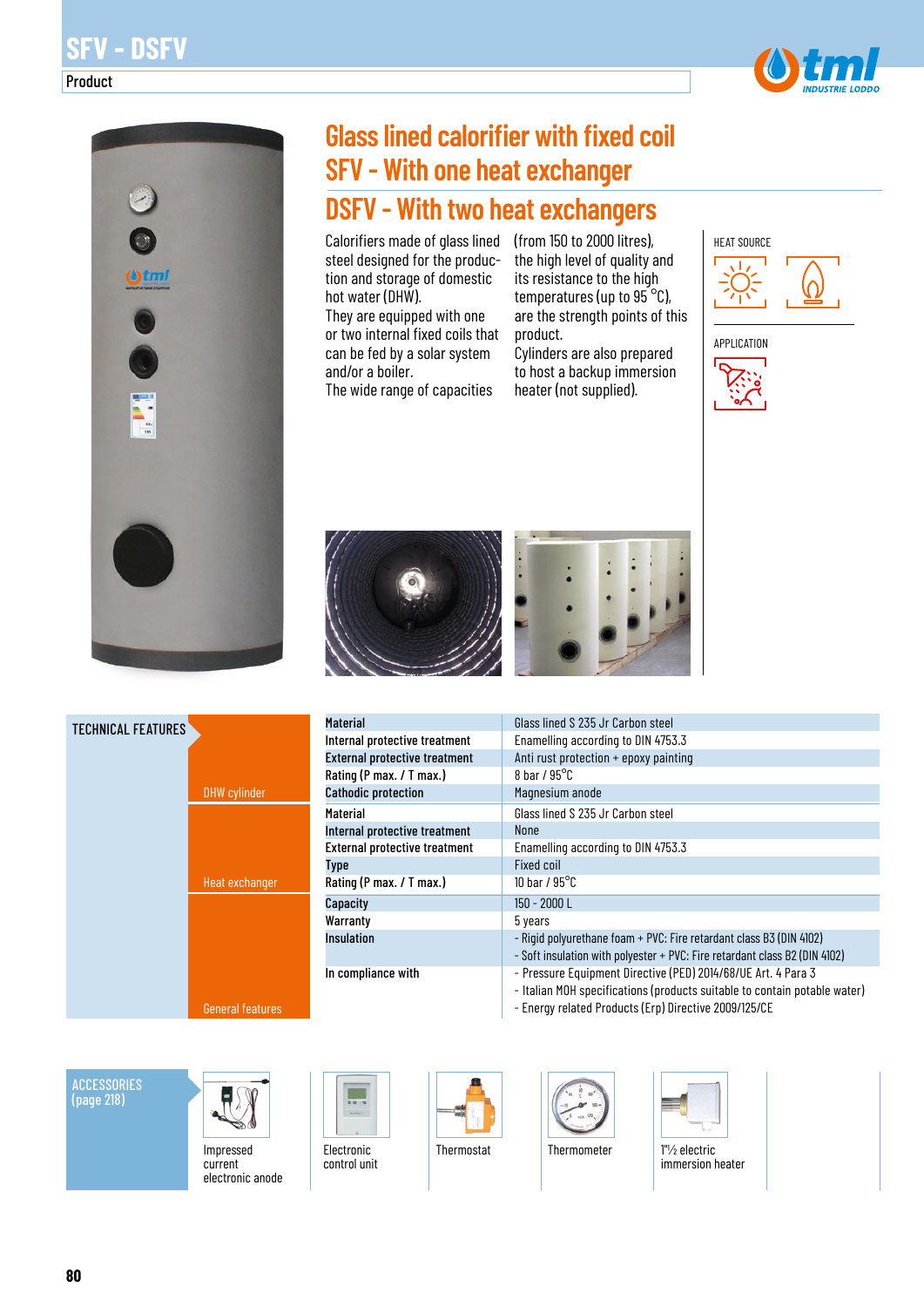# SFV - DSFV

Product

# Glass lined calorifier with fixed coil

## SFV - With one heat exchanger

## DSFV - With two heat exchangers

Calorifiers made of glass lined steel designed for the production and storage of domestic hot water (DHW).
They are equipped with one or two internal fixed coils that can be fed by a solar system and/or a boiler.
The wide range of capacities (from 150 to 2000 litres), the high level of quality and its resistance to the high temperatures (up to 95 °C), are the strength points of this product.
Cylinders are also prepared to host a backup immersion heater (not supplied).

HEAT SOURCE

APPLICATION

## TECHNICAL FEATURES

| | | |
|---|---|---|
| DHW cylinder | **Material** | Glass lined S 235 Jr Carbon steel |
| | **Internal protective treatment** | Enamelling according to DIN 4753.3 |
| | **External protective treatment** | Anti rust protection + epoxy painting |
| | **Rating (P max. / T max.)** | 8 bar / 95°C |
| | **Cathodic protection** | Magnesium anode |
| Heat exchanger | **Material** | Glass lined S 235 Jr Carbon steel |
| | **Internal protective treatment** | None |
| | **External protective treatment** | Enamelling according to DIN 4753.3 |
| | **Type** | Fixed coil |
| | **Rating (P max. / T max.)** | 10 bar / 95°C |
| General features | **Capacity** | 150 - 2000 L |
| | **Warranty** | 5 years |
| | **Insulation** | - Rigid polyurethane foam + PVC: Fire retardant class B3 (DIN 4102)<br>- Soft insulation with polyester + PVC: Fire retardant class B2 (DIN 4102) |
| | **In compliance with** | - Pressure Equipment Directive (PED) 2014/68/UE Art. 4 Para 3<br>- Italian MOH specifications (products suitable to contain potable water)<br>- Energy related Products (Erp) Directive 2009/125/CE |

## ACCESSORIES (page 218)

- Impressed current electronic anode
- Electronic control unit
- Thermostat
- Thermometer
- 1"½ electric immersion heater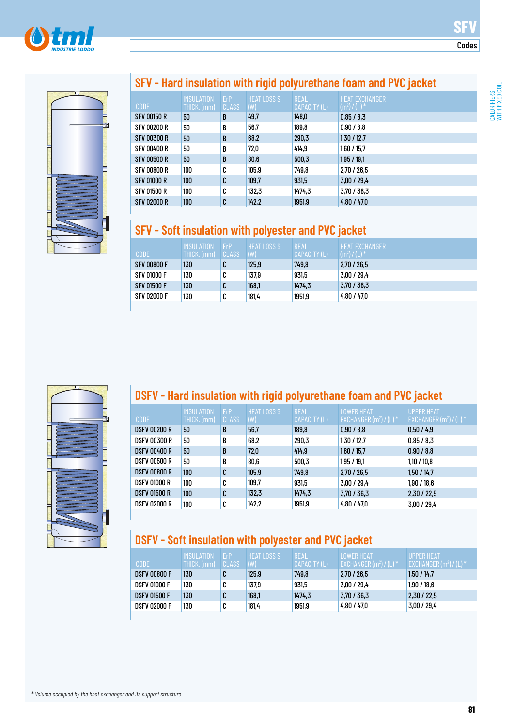# SFV

Codes

## SFV - Hard insulation with rigid polyurethane foam and PVC jacket

| CODE | INSULATION THICK. (mm) | ErP CLASS | HEAT LOSS S (W) | REAL CAPACITY (L) | HEAT EXCHANGER (m²) / (L) * |
|---|---|---|---|---|---|
| SFV 00150 R | 50 | B | 49,7 | 148,0 | 0,85 / 8,3 |
| SFV 00200 R | 50 | B | 56,7 | 189,8 | 0,90 / 8,8 |
| SFV 00300 R | 50 | B | 68,2 | 290,3 | 1,30 / 12,7 |
| SFV 00400 R | 50 | B | 72,0 | 414,9 | 1,60 / 15,7 |
| SFV 00500 R | 50 | B | 80,6 | 500,3 | 1,95 / 19,1 |
| SFV 00800 R | 100 | C | 105,9 | 749,8 | 2,70 / 26,5 |
| SFV 01000 R | 100 | C | 109,7 | 931,5 | 3,00 / 29,4 |
| SFV 01500 R | 100 | C | 132,3 | 1474,3 | 3,70 / 36,3 |
| SFV 02000 R | 100 | C | 142,2 | 1951,9 | 4,80 / 47,0 |

## SFV - Soft insulation with polyester and PVC jacket

| CODE | INSULATION THICK. (mm) | ErP CLASS | HEAT LOSS S (W) | REAL CAPACITY (L) | HEAT EXCHANGER (m²) / (L) * |
|---|---|---|---|---|---|
| SFV 00800 F | 130 | C | 125,9 | 749,8 | 2,70 / 26,5 |
| SFV 01000 F | 130 | C | 137,9 | 931,5 | 3,00 / 29,4 |
| SFV 01500 F | 130 | C | 168,1 | 1474,3 | 3,70 / 36,3 |
| SFV 02000 F | 130 | C | 181,4 | 1951,9 | 4,80 / 47,0 |

## DSFV - Hard insulation with rigid polyurethane foam and PVC jacket

| CODE | INSULATION THICK. (mm) | ErP CLASS | HEAT LOSS S (W) | REAL CAPACITY (L) | LOWER HEAT EXCHANGER (m²) / (L) * | UPPER HEAT EXCHANGER (m²) / (L) * |
|---|---|---|---|---|---|---|
| DSFV 00200 R | 50 | B | 56,7 | 189,8 | 0,90 / 8,8 | 0,50 / 4,9 |
| DSFV 00300 R | 50 | B | 68,2 | 290,3 | 1,30 / 12,7 | 0,85 / 8,3 |
| DSFV 00400 R | 50 | B | 72,0 | 414,9 | 1,60 / 15,7 | 0,90 / 8,8 |
| DSFV 00500 R | 50 | B | 80,6 | 500,3 | 1,95 / 19,1 | 1,10 / 10,8 |
| DSFV 00800 R | 100 | C | 105,9 | 749,8 | 2,70 / 26,5 | 1,50 / 14,7 |
| DSFV 01000 R | 100 | C | 109,7 | 931,5 | 3,00 / 29,4 | 1,90 / 18,6 |
| DSFV 01500 R | 100 | C | 132,3 | 1474,3 | 3,70 / 36,3 | 2,30 / 22,5 |
| DSFV 02000 R | 100 | C | 142,2 | 1951,9 | 4,80 / 47,0 | 3,00 / 29,4 |

## DSFV - Soft insulation with polyester and PVC jacket

| CODE | INSULATION THICK. (mm) | ErP CLASS | HEAT LOSS S (W) | REAL CAPACITY (L) | LOWER HEAT EXCHANGER (m²) / (L) * | UPPER HEAT EXCHANGER (m²) / (L) * |
|---|---|---|---|---|---|---|
| DSFV 00800 F | 130 | C | 125,9 | 749,8 | 2,70 / 26,5 | 1,50 / 14,7 |
| DSFV 01000 F | 130 | C | 137,9 | 931,5 | 3,00 / 29,4 | 1,90 / 18,6 |
| DSFV 01500 F | 130 | C | 168,1 | 1474,3 | 3,70 / 36,3 | 2,30 / 22,5 |
| DSFV 02000 F | 130 | C | 181,4 | 1951,9 | 4,80 / 47,0 | 3,00 / 29,4 |

*\* Volume occupied by the heat exchanger and its support structure*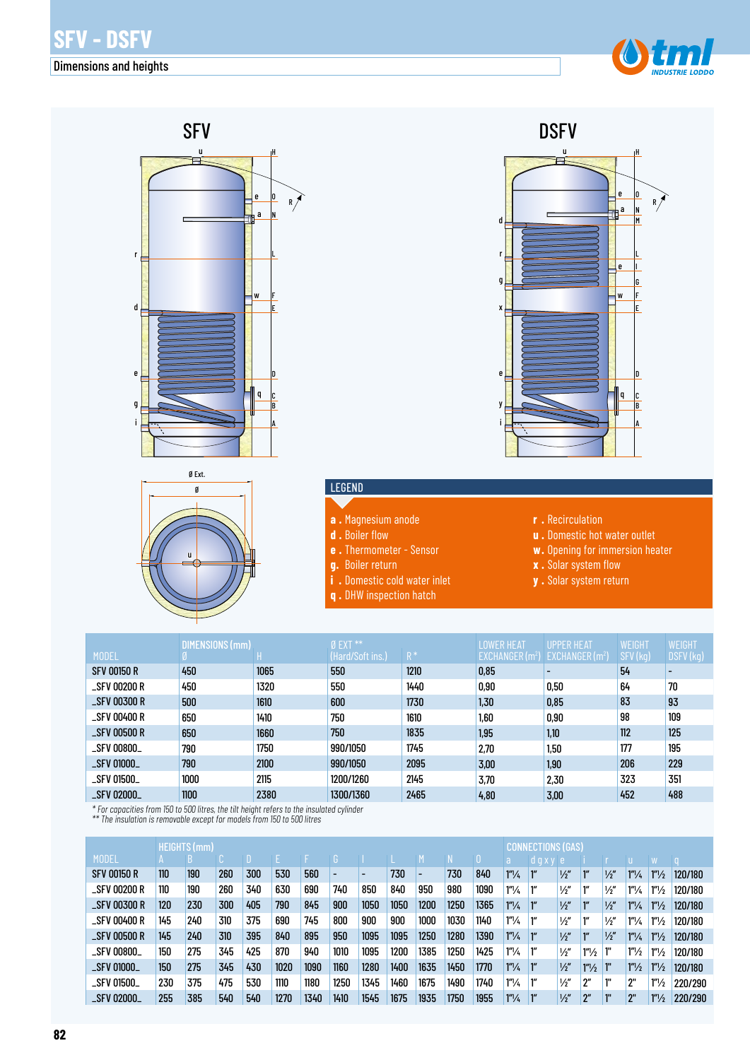# SFV - DSFV

## Dimensions and heights

SFV

DSFV

## LEGEND

- **a .** Magnesium anode
- **d .** Boiler flow
- **e .** Thermometer - Sensor
- **g.** Boiler return
- **i .** Domestic cold water inlet
- **q .** DHW inspection hatch
- **r .** Recirculation
- **u .** Domestic hot water outlet
- **w.** Opening for immersion heater
- **x .** Solar system flow
- **y .** Solar system return

| MODEL | DIMENSIONS (mm) Ø | H | Ø EXT ** (Hard/Soft ins.) | R * | LOWER HEAT EXCHANGER (m²) | UPPER HEAT EXCHANGER (m²) | WEIGHT SFV (kg) | WEIGHT DSFV (kg) |
|---|---|---|---|---|---|---|---|---|
| SFV 00150 R | 450 | 1065 | 550 | 1210 | 0,85 | - | 54 | - |
| _SFV 00200 R | 450 | 1320 | 550 | 1440 | 0,90 | 0,50 | 64 | 70 |
| _SFV 00300 R | 500 | 1610 | 600 | 1730 | 1,30 | 0,85 | 83 | 93 |
| _SFV 00400 R | 650 | 1410 | 750 | 1610 | 1,60 | 0,90 | 98 | 109 |
| _SFV 00500 R | 650 | 1660 | 750 | 1835 | 1,95 | 1,10 | 112 | 125 |
| _SFV 00800_ | 790 | 1750 | 990/1050 | 1745 | 2,70 | 1,50 | 177 | 195 |
| _SFV 01000_ | 790 | 2100 | 990/1050 | 2095 | 3,00 | 1,90 | 206 | 229 |
| _SFV 01500_ | 1000 | 2115 | 1200/1260 | 2145 | 3,70 | 2,30 | 323 | 351 |
| _SFV 02000_ | 1100 | 2380 | 1300/1360 | 2465 | 4,80 | 3,00 | 452 | 488 |

*\* For capacities from 150 to 500 litres, the tilt height refers to the insulated cylinder*
*\*\* The insulation is removable except for models from 150 to 500 litres*

| MODEL | HEIGHTS (mm) A | B | C | D | E | F | G | I | L | M | N | O | CONNECTIONS (GAS) a | d g x y | e | i | r | u | w | q |
|---|---|---|---|---|---|---|---|---|---|---|---|---|---|---|---|---|---|---|---|---|
| SFV 00150 R | 110 | 190 | 260 | 300 | 530 | 560 | - | - | 730 | - | 730 | 840 | 1"¼ | 1" | ½" | 1" | ½" | 1"¼ | 1"½ | 120/180 |
| _SFV 00200 R | 110 | 190 | 260 | 340 | 630 | 690 | 740 | 850 | 840 | 950 | 980 | 1090 | 1"¼ | 1" | ½" | 1" | ½" | 1"¼ | 1"½ | 120/180 |
| _SFV 00300 R | 120 | 230 | 300 | 405 | 790 | 845 | 900 | 1050 | 1050 | 1200 | 1250 | 1365 | 1"¼ | 1" | ½" | 1" | ½" | 1"¼ | 1"½ | 120/180 |
| _SFV 00400 R | 145 | 240 | 310 | 375 | 690 | 745 | 800 | 900 | 900 | 1000 | 1030 | 1140 | 1"¼ | 1" | ½" | 1" | ½" | 1"¼ | 1"½ | 120/180 |
| _SFV 00500 R | 145 | 240 | 310 | 395 | 840 | 895 | 950 | 1095 | 1095 | 1250 | 1280 | 1390 | 1"¼ | 1" | ½" | 1" | ½" | 1"¼ | 1"½ | 120/180 |
| _SFV 00800_ | 150 | 275 | 345 | 425 | 870 | 940 | 1010 | 1095 | 1200 | 1385 | 1250 | 1425 | 1"¼ | 1" | ½" | 1"½ | 1" | 1"½ | 1"½ | 120/180 |
| _SFV 01000_ | 150 | 275 | 345 | 430 | 1020 | 1090 | 1160 | 1280 | 1400 | 1635 | 1450 | 1770 | 1"¼ | 1" | ½" | 1"½ | 1" | 1"½ | 1"½ | 120/180 |
| _SFV 01500_ | 230 | 375 | 475 | 530 | 1110 | 1180 | 1250 | 1345 | 1460 | 1675 | 1490 | 1740 | 1"¼ | 1" | ½" | 2" | 1" | 2" | 1"½ | 220/290 |
| _SFV 02000_ | 255 | 385 | 540 | 540 | 1270 | 1340 | 1410 | 1545 | 1675 | 1935 | 1750 | 1955 | 1"¼ | 1" | ½" | 2" | 1" | 2" | 1"½ | 220/290 |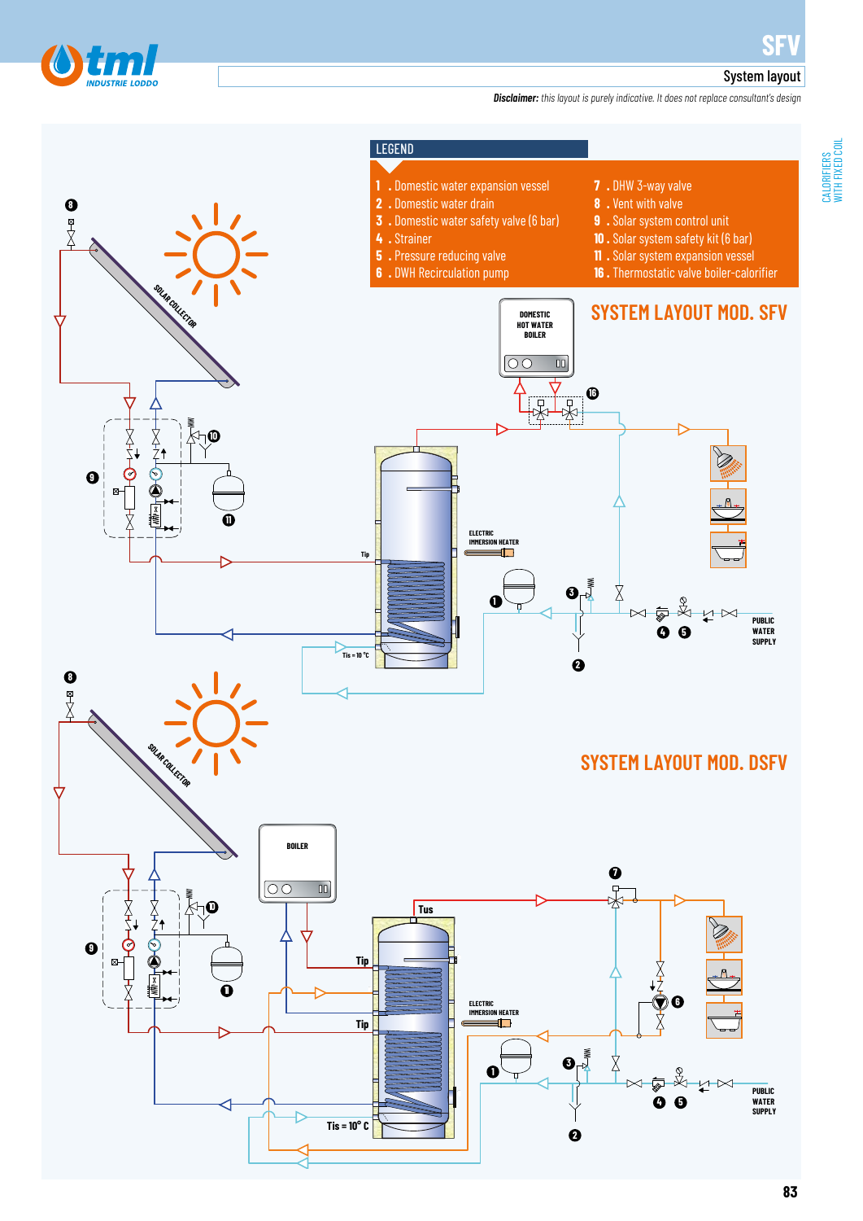# SFV

## System layout

***Disclaimer:*** *this layout is purely indicative. It does not replace consultant's design*

### LEGEND

1. Domestic water expansion vessel
2. Domestic water drain
3. Domestic water safety valve (6 bar)
4. Strainer
5. Pressure reducing valve
6. DWH Recirculation pump
7. DHW 3-way valve
8. Vent with valve
9. Solar system control unit
10. Solar system safety kit (6 bar)
11. Solar system expansion vessel
16. Thermostatic valve boiler-calorifier

## SYSTEM LAYOUT MOD. SFV

SOLAR COLLECTOR

DOMESTIC HOT WATER BOILER

ELECTRIC IMMERSION HEATER

Tip

Tis = 10 °C

PUBLIC WATER SUPPLY

## SYSTEM LAYOUT MOD. DSFV

SOLAR COLLECTOR

BOILER

Tus

Tip

Tip

ELECTRIC IMMERSION HEATER

Tis = 10° C

PUBLIC WATER SUPPLY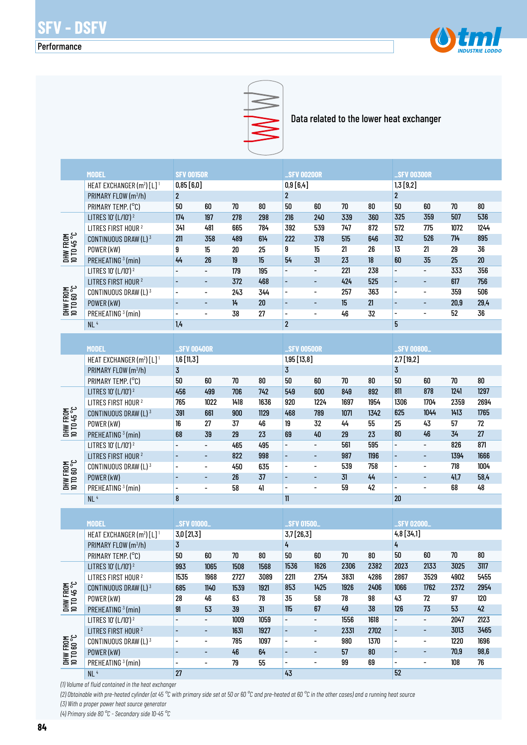# SFV - DSFV

## Performance

Data related to the lower heat exchanger

| | MODEL | SFV 00150R | | | | SFV 00200R | | | | SFV 00300R | | | |
|---|---|---|---|---|---|---|---|---|---|---|---|---|---|
| | HEAT EXCHANGER (m²) [L] [1] | 0,85 [6,0] | | | | 0,9 [6,4] | | | | 1,3 [9,2] | | | |
| | PRIMARY FLOW (m³/h) | 2 | | | | 2 | | | | 2 | | | |
| | PRIMARY TEMP. (°C) | 50 | 60 | 70 | 80 | 50 | 60 | 70 | 80 | 50 | 60 | 70 | 80 |
| DHW FROM 10 TO 45 °C | LITRES 10' (L/10') [2] | 174 | 197 | 278 | 298 | 216 | 240 | 339 | 360 | 325 | 359 | 507 | 536 |
| | LITRES FIRST HOUR [2] | 341 | 481 | 665 | 784 | 392 | 539 | 747 | 872 | 572 | 775 | 1072 | 1244 |
| | CONTINUOUS DRAW (L) [3] | 211 | 358 | 489 | 614 | 222 | 378 | 515 | 646 | 312 | 526 | 714 | 895 |
| | POWER (kW) | 9 | 15 | 20 | 25 | 9 | 15 | 21 | 26 | 13 | 21 | 29 | 36 |
| | PREHEATING [3] (min) | 44 | 26 | 19 | 15 | 54 | 31 | 23 | 18 | 60 | 35 | 25 | 20 |
| DHW FROM 10 TO 60 °C | LITRES 10' (L/10') [2] | - | - | 179 | 195 | - | - | 221 | 238 | - | - | 333 | 356 |
| | LITRES FIRST HOUR [2] | - | - | 372 | 468 | - | - | 424 | 525 | - | - | 617 | 756 |
| | CONTINUOUS DRAW (L) [3] | - | - | 243 | 344 | - | - | 257 | 363 | - | - | 359 | 506 |
| | POWER (kW) | - | - | 14 | 20 | - | - | 15 | 21 | - | - | 20,9 | 29,4 |
| | PREHEATING [3] (min) | - | - | 38 | 27 | - | - | 46 | 32 | - | - | 52 | 36 |
| | NL [4] | 1,4 | | | | 2 | | | | 5 | | | |

| | MODEL | SFV 00400R | | | | SFV 00500R | | | | SFV 00800 | | | |
|---|---|---|---|---|---|---|---|---|---|---|---|---|---|
| | HEAT EXCHANGER (m²) [L] [1] | 1,6 [11,3] | | | | 1,95 [13,8] | | | | 2,7 [19,2] | | | |
| | PRIMARY FLOW (m³/h) | 3 | | | | 3 | | | | 3 | | | |
| | PRIMARY TEMP. (°C) | 50 | 60 | 70 | 80 | 50 | 60 | 70 | 80 | 50 | 60 | 70 | 80 |
| DHW FROM 10 TO 45 °C | LITRES 10' (L/10') [2] | 456 | 499 | 706 | 742 | 549 | 600 | 849 | 892 | 811 | 878 | 1241 | 1297 |
| | LITRES FIRST HOUR [2] | 765 | 1022 | 1418 | 1636 | 920 | 1224 | 1697 | 1954 | 1306 | 1704 | 2359 | 2694 |
| | CONTINUOUS DRAW (L) [3] | 391 | 661 | 900 | 1129 | 468 | 789 | 1071 | 1342 | 625 | 1044 | 1413 | 1765 |
| | POWER (kW) | 16 | 27 | 37 | 46 | 19 | 32 | 44 | 55 | 25 | 43 | 57 | 72 |
| | PREHEATING [3] (min) | 68 | 39 | 29 | 23 | 69 | 40 | 29 | 23 | 80 | 46 | 34 | 27 |
| DHW FROM 10 TO 60 °C | LITRES 10' (L/10') [2] | - | - | 465 | 495 | - | - | 561 | 595 | - | - | 826 | 871 |
| | LITRES FIRST HOUR [2] | - | - | 822 | 998 | - | - | 987 | 1196 | - | - | 1394 | 1666 |
| | CONTINUOUS DRAW (L) [3] | - | - | 450 | 635 | - | - | 539 | 758 | - | - | 718 | 1004 |
| | POWER (kW) | - | - | 26 | 37 | - | - | 31 | 44 | - | - | 41,7 | 58,4 |
| | PREHEATING [3] (min) | - | - | 58 | 41 | - | - | 59 | 42 | - | - | 68 | 48 |
| | NL [4] | 8 | | | | 11 | | | | 20 | | | |

| | MODEL | SFV 01000 | | | | SFV 01500 | | | | SFV 02000 | | | |
|---|---|---|---|---|---|---|---|---|---|---|---|---|---|
| | HEAT EXCHANGER (m²) [L] [1] | 3,0 [21,3] | | | | 3,7 [26,3] | | | | 4,8 [34,1] | | | |
| | PRIMARY FLOW (m³/h) | 3 | | | | 4 | | | | 4 | | | |
| | PRIMARY TEMP. (°C) | 50 | 60 | 70 | 80 | 50 | 60 | 70 | 80 | 50 | 60 | 70 | 80 |
| DHW FROM 10 TO 45 °C | LITRES 10' (L/10') [2] | 993 | 1065 | 1508 | 1568 | 1536 | 1626 | 2306 | 2382 | 2023 | 2133 | 3025 | 3117 |
| | LITRES FIRST HOUR [2] | 1535 | 1968 | 2727 | 3089 | 2211 | 2754 | 3831 | 4286 | 2867 | 3529 | 4902 | 5455 |
| | CONTINUOUS DRAW (L) [3] | 685 | 1140 | 1539 | 1921 | 853 | 1425 | 1926 | 2406 | 1066 | 1762 | 2372 | 2954 |
| | POWER (kW) | 28 | 46 | 63 | 78 | 35 | 58 | 78 | 98 | 43 | 72 | 97 | 120 |
| | PREHEATING [3] (min) | 91 | 53 | 39 | 31 | 115 | 67 | 49 | 38 | 126 | 73 | 53 | 42 |
| DHW FROM 10 TO 60 °C | LITRES 10' (L/10') [2] | - | - | 1009 | 1059 | - | - | 1556 | 1618 | - | - | 2047 | 2123 |
| | LITRES FIRST HOUR [2] | - | - | 1631 | 1927 | - | - | 2331 | 2702 | - | - | 3013 | 3465 |
| | CONTINUOUS DRAW (L) [3] | - | - | 785 | 1097 | - | - | 980 | 1370 | - | - | 1220 | 1696 |
| | POWER (kW) | - | - | 46 | 64 | - | - | 57 | 80 | - | - | 70,9 | 98,6 |
| | PREHEATING [3] (min) | - | - | 79 | 55 | - | - | 99 | 69 | - | - | 108 | 76 |
| | NL [4] | 27 | | | | 43 | | | | 52 | | | |

*(1) Volume of fluid contained in the heat exchanger*

*(2) Obtainable with pre-heated cylinder (at 45 °C with primary side set at 50 or 60 °C and pre-heated at 60 °C in the other cases) and a running heat source*

*(3) With a proper power heat source generator*

*(4) Primary side 80 °C - Secondary side 10-45 °C*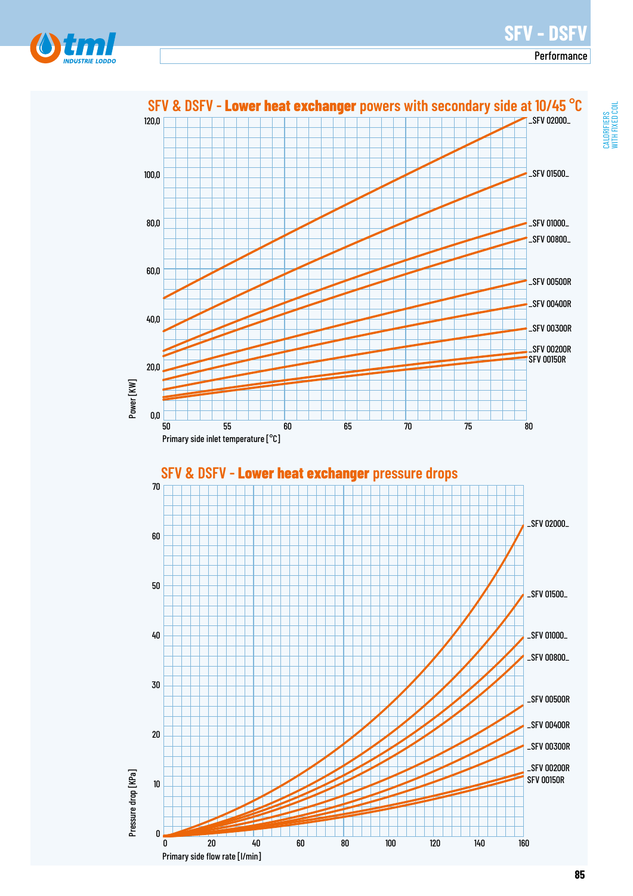## SFV & DSFV - **Lower heat exchanger** powers with secondary side at 10/45 °C

Power [KW]: 0,0 – 20,0 – 40,0 – 60,0 – 80,0 – 100,0 – 120,0

Primary side inlet temperature [°C]: 50 – 55 – 60 – 65 – 70 – 75 – 80

SFV 02000, SFV 01500, SFV 01000, SFV 00800, SFV 00500R, SFV 00400R, SFV 00300R, SFV 00200R, SFV 00150R

## SFV & DSFV - **Lower heat exchanger** pressure drops

Pressure drop [KPa]: 0 – 10 – 20 – 30 – 40 – 50 – 60 – 70

Primary side flow rate [l/min]: 0 – 20 – 40 – 60 – 80 – 100 – 120 – 140 – 160

SFV 02000, SFV 01500, SFV 01000, SFV 00800, SFV 00500R, SFV 00400R, SFV 00300R, SFV 00200R, SFV 00150R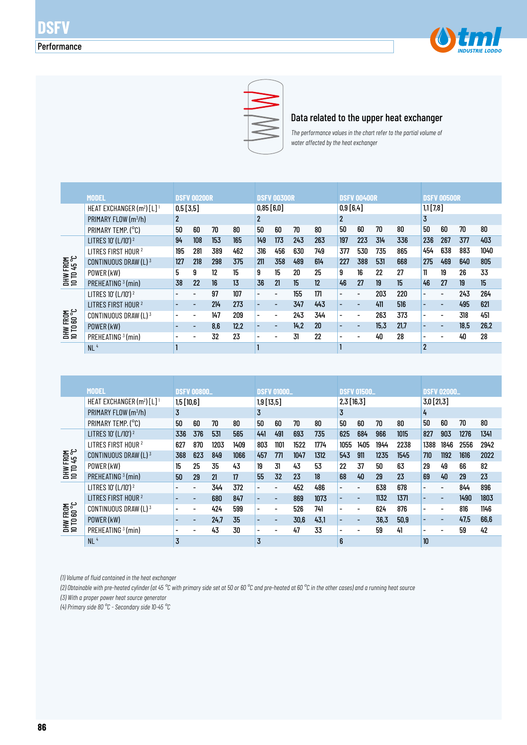# DSFV

## Performance

### Data related to the upper heat exchanger

*The performance values in the chart refer to the partial volume of water affected by the heat exchanger*

| | MODEL | DSFV 00200R | | | | DSFV 00300R | | | | DSFV 00400R | | | | DSFV 00500R | | | |
|---|---|---|---|---|---|---|---|---|---|---|---|---|---|---|---|---|---|
| | HEAT EXCHANGER (m²) [L] [1] | 0,5 [3,5] | | | | 0,85 [6,0] | | | | 0,9 [6,4] | | | | 1,1 [7,8] | | | |
| | PRIMARY FLOW (m³/h) | 2 | | | | 2 | | | | 2 | | | | 3 | | | |
| | PRIMARY TEMP. (°C) | 50 | 60 | 70 | 80 | 50 | 60 | 70 | 80 | 50 | 60 | 70 | 80 | 50 | 60 | 70 | 80 |
| DHW FROM 10 TO 45 °C | LITRES 10' (L/10') [2] | 94 | 108 | 153 | 165 | 149 | 173 | 243 | 263 | 197 | 223 | 314 | 336 | 236 | 267 | 377 | 403 |
| | LITRES FIRST HOUR [2] | 195 | 281 | 389 | 462 | 316 | 456 | 630 | 749 | 377 | 530 | 735 | 865 | 454 | 638 | 883 | 1040 |
| | CONTINUOUS DRAW (L) [3] | 127 | 218 | 298 | 375 | 211 | 358 | 489 | 614 | 227 | 388 | 531 | 668 | 275 | 469 | 640 | 805 |
| | POWER (kW) | 5 | 9 | 12 | 15 | 9 | 15 | 20 | 25 | 9 | 16 | 22 | 27 | 11 | 19 | 26 | 33 |
| | PREHEATING [3] (min) | 38 | 22 | 16 | 13 | 36 | 21 | 15 | 12 | 46 | 27 | 19 | 15 | 46 | 27 | 19 | 15 |
| DHW FROM 10 TO 60 °C | LITRES 10' (L/10') [2] | - | - | 97 | 107 | - | - | 155 | 171 | - | - | 203 | 220 | - | - | 243 | 264 |
| | LITRES FIRST HOUR [2] | - | - | 214 | 273 | - | - | 347 | 443 | - | - | 411 | 516 | - | - | 495 | 621 |
| | CONTINUOUS DRAW (L) [3] | - | - | 147 | 209 | - | - | 243 | 344 | - | - | 263 | 373 | - | - | 318 | 451 |
| | POWER (kW) | - | - | 8,6 | 12,2 | - | - | 14,2 | 20 | - | - | 15,3 | 21,7 | - | - | 18,5 | 26,2 |
| | PREHEATING [3] (min) | - | - | 32 | 23 | - | - | 31 | 22 | - | - | 40 | 28 | - | - | 40 | 28 |
| | NL [4] | 1 | | | | 1 | | | | 1 | | | | 2 | | | |

| | MODEL | DSFV 00800_ | | | | DSFV 01000_ | | | | DSFV 01500_ | | | | DSFV 02000_ | | | |
|---|---|---|---|---|---|---|---|---|---|---|---|---|---|---|---|---|---|
| | HEAT EXCHANGER (m²) [L] [1] | 1,5 [10,6] | | | | 1,9 [13,5] | | | | 2,3 [16,3] | | | | 3,0 [21,3] | | | |
| | PRIMARY FLOW (m³/h) | 3 | | | | 3 | | | | 3 | | | | 4 | | | |
| | PRIMARY TEMP. (°C) | 50 | 60 | 70 | 80 | 50 | 60 | 70 | 80 | 50 | 60 | 70 | 80 | 50 | 60 | 70 | 80 |
| DHW FROM 10 TO 45 °C | LITRES 10' (L/10') [2] | 336 | 376 | 531 | 565 | 441 | 491 | 693 | 735 | 625 | 684 | 966 | 1015 | 827 | 903 | 1276 | 1341 |
| | LITRES FIRST HOUR [2] | 627 | 870 | 1203 | 1409 | 803 | 1101 | 1522 | 1774 | 1055 | 1405 | 1944 | 2238 | 1388 | 1846 | 2556 | 2942 |
| | CONTINUOUS DRAW (L) [3] | 368 | 623 | 849 | 1066 | 457 | 771 | 1047 | 1312 | 543 | 911 | 1235 | 1545 | 710 | 1192 | 1616 | 2022 |
| | POWER (kW) | 15 | 25 | 35 | 43 | 19 | 31 | 43 | 53 | 22 | 37 | 50 | 63 | 29 | 49 | 66 | 82 |
| | PREHEATING [3] (min) | 50 | 29 | 21 | 17 | 55 | 32 | 23 | 18 | 68 | 40 | 29 | 23 | 69 | 40 | 29 | 23 |
| DHW FROM 10 TO 60 °C | LITRES 10' (L/10') [2] | - | - | 344 | 372 | - | - | 452 | 486 | - | - | 638 | 678 | - | - | 844 | 896 |
| | LITRES FIRST HOUR [2] | - | - | 680 | 847 | - | - | 869 | 1073 | - | - | 1132 | 1371 | - | - | 1490 | 1803 |
| | CONTINUOUS DRAW (L) [3] | - | - | 424 | 599 | - | - | 526 | 741 | - | - | 624 | 876 | - | - | 816 | 1146 |
| | POWER (kW) | - | - | 24,7 | 35 | - | - | 30,6 | 43,1 | - | - | 36,3 | 50,9 | - | - | 47,5 | 66,6 |
| | PREHEATING [3] (min) | - | - | 43 | 30 | - | - | 47 | 33 | - | - | 59 | 41 | - | - | 59 | 42 |
| | NL [4] | 3 | | | | 3 | | | | 6 | | | | 10 | | | |

*(1) Volume of fluid contained in the heat exchanger*

*(2) Obtainable with pre-heated cylinder (at 45 °C with primary side set at 50 or 60 °C and pre-heated at 60 °C in the other cases) and a running heat source*

*(3) With a proper power heat source generator*

*(4) Primary side 80 °C - Secondary side 10-45 °C*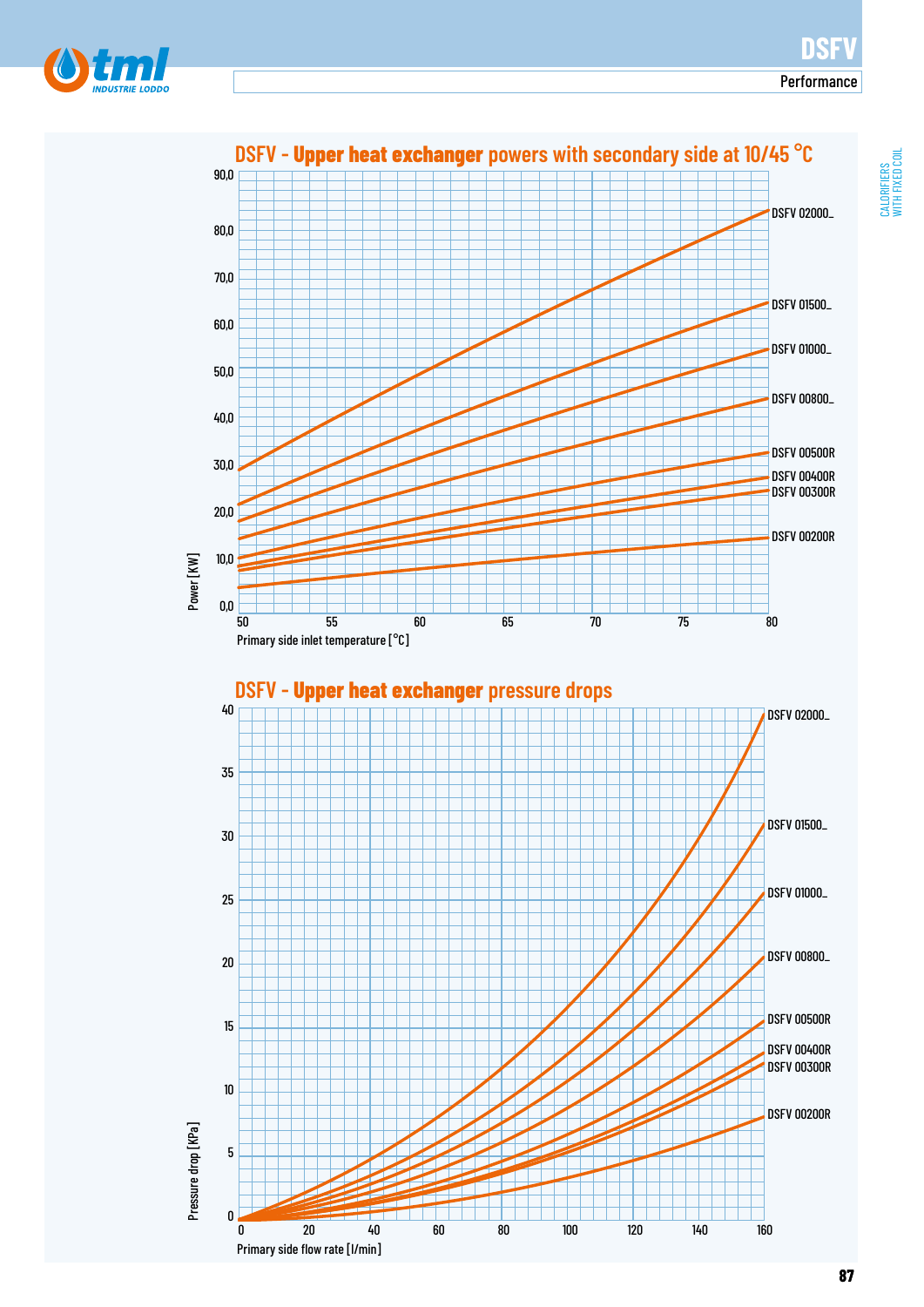DSFV

Performance

CALORIFIERS WITH FIXED COIL

## DSFV - **Upper heat exchanger** powers with secondary side at 10/45 °C

Power [KW]

90,0
80,0
70,0
60,0
50,0
40,0
30,0
20,0
10,0
0,0

50
55
60
65
70
75
80

Primary side inlet temperature [°C]

DSFV 02000_
DSFV 01500_
DSFV 01000_
DSFV 00800_
DSFV 00500R
DSFV 00400R
DSFV 00300R
DSFV 00200R

## DSFV - **Upper heat exchanger** pressure drops

Pressure drop [KPa]

40
35
30
25
20
15
10
5
0

0
20
40
60
80
100
120
140
160

Primary side flow rate [l/min]

DSFV 02000_
DSFV 01500_
DSFV 01000_
DSFV 00800_
DSFV 00500R
DSFV 00400R
DSFV 00300R
DSFV 00200R